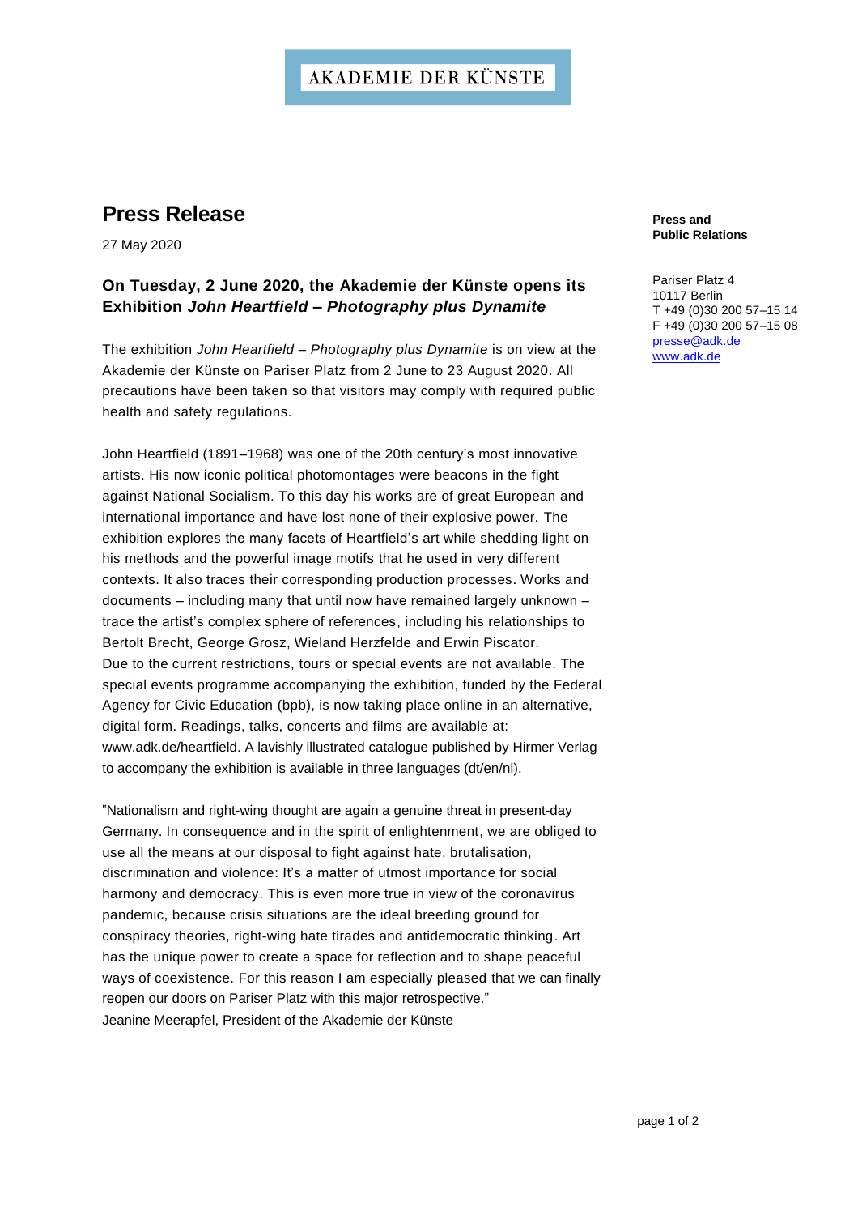AKADEMIE DER KÜNSTE

# Press Release

27 May 2020

**Press and Public Relations**

Pariser Platz 4
10117 Berlin
T +49 (0)30 200 57–15 14
F +49 (0)30 200 57–15 08
presse@adk.de
www.adk.de

## On Tuesday, 2 June 2020, the Akademie der Künste opens its Exhibition *John Heartfield – Photography plus Dynamite*

The exhibition *John Heartfield – Photography plus Dynamite* is on view at the Akademie der Künste on Pariser Platz from 2 June to 23 August 2020. All precautions have been taken so that visitors may comply with required public health and safety regulations.

John Heartfield (1891–1968) was one of the 20th century's most innovative artists. His now iconic political photomontages were beacons in the fight against National Socialism. To this day his works are of great European and international importance and have lost none of their explosive power. The exhibition explores the many facets of Heartfield's art while shedding light on his methods and the powerful image motifs that he used in very different contexts. It also traces their corresponding production processes. Works and documents – including many that until now have remained largely unknown – trace the artist's complex sphere of references, including his relationships to Bertolt Brecht, George Grosz, Wieland Herzfelde and Erwin Piscator.
Due to the current restrictions, tours or special events are not available. The special events programme accompanying the exhibition, funded by the Federal Agency for Civic Education (bpb), is now taking place online in an alternative, digital form. Readings, talks, concerts and films are available at: www.adk.de/heartfield. A lavishly illustrated catalogue published by Hirmer Verlag to accompany the exhibition is available in three languages (dt/en/nl).

"Nationalism and right-wing thought are again a genuine threat in present-day Germany. In consequence and in the spirit of enlightenment, we are obliged to use all the means at our disposal to fight against hate, brutalisation, discrimination and violence: It's a matter of utmost importance for social harmony and democracy. This is even more true in view of the coronavirus pandemic, because crisis situations are the ideal breeding ground for conspiracy theories, right-wing hate tirades and antidemocratic thinking. Art has the unique power to create a space for reflection and to shape peaceful ways of coexistence. For this reason I am especially pleased that we can finally reopen our doors on Pariser Platz with this major retrospective."
Jeanine Meerapfel, President of the Akademie der Künste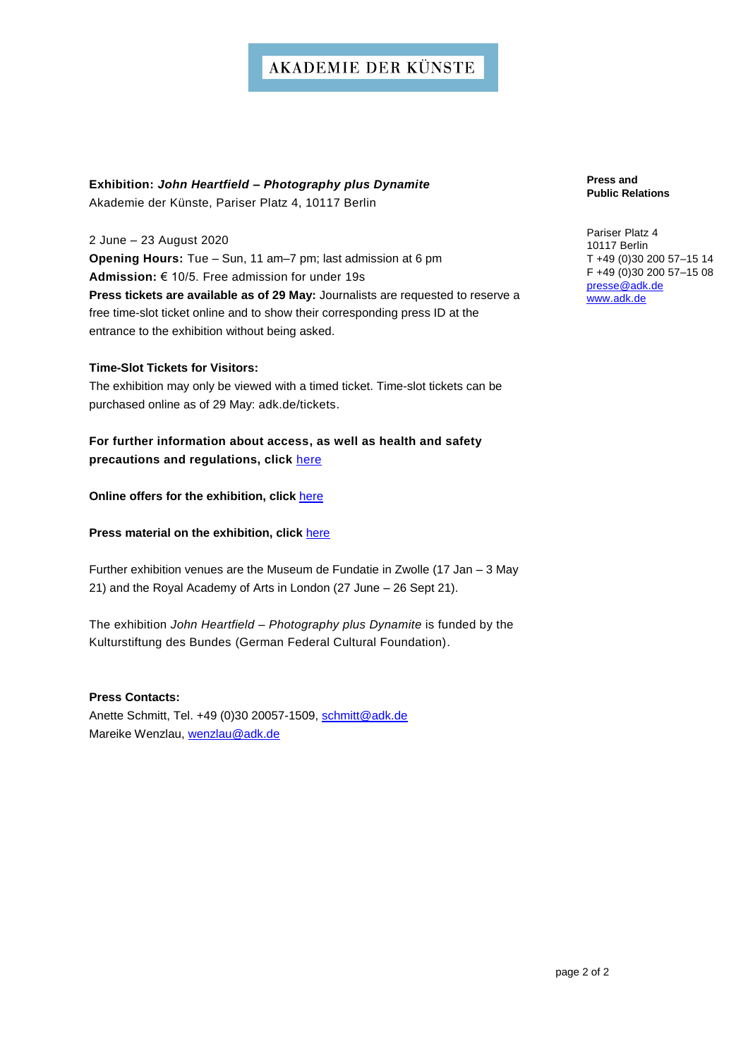AKADEMIE DER KÜNSTE

**Exhibition: *John Heartfield – Photography plus Dynamite***
Akademie der Künste, Pariser Platz 4, 10117 Berlin

2 June – 23 August 2020
**Opening Hours:** Tue – Sun, 11 am–7 pm; last admission at 6 pm
**Admission:** € 10/5. Free admission for under 19s
**Press tickets are available as of 29 May:** Journalists are requested to reserve a free time-slot ticket online and to show their corresponding press ID at the entrance to the exhibition without being asked.

**Time-Slot Tickets for Visitors:**
The exhibition may only be viewed with a timed ticket. Time-slot tickets can be purchased online as of 29 May: adk.de/tickets.

**For further information about access, as well as health and safety precautions and regulations, click** here

**Online offers for the exhibition, click** here

**Press material on the exhibition, click** here

Further exhibition venues are the Museum de Fundatie in Zwolle (17 Jan – 3 May 21) and the Royal Academy of Arts in London (27 June – 26 Sept 21).

The exhibition *John Heartfield – Photography plus Dynamite* is funded by the Kulturstiftung des Bundes (German Federal Cultural Foundation).

**Press Contacts:**
Anette Schmitt, Tel. +49 (0)30 20057-1509, schmitt@adk.de
Mareike Wenzlau, wenzlau@adk.de

**Press and Public Relations**

Pariser Platz 4
10117 Berlin
T +49 (0)30 200 57–15 14
F +49 (0)30 200 57–15 08
presse@adk.de
www.adk.de